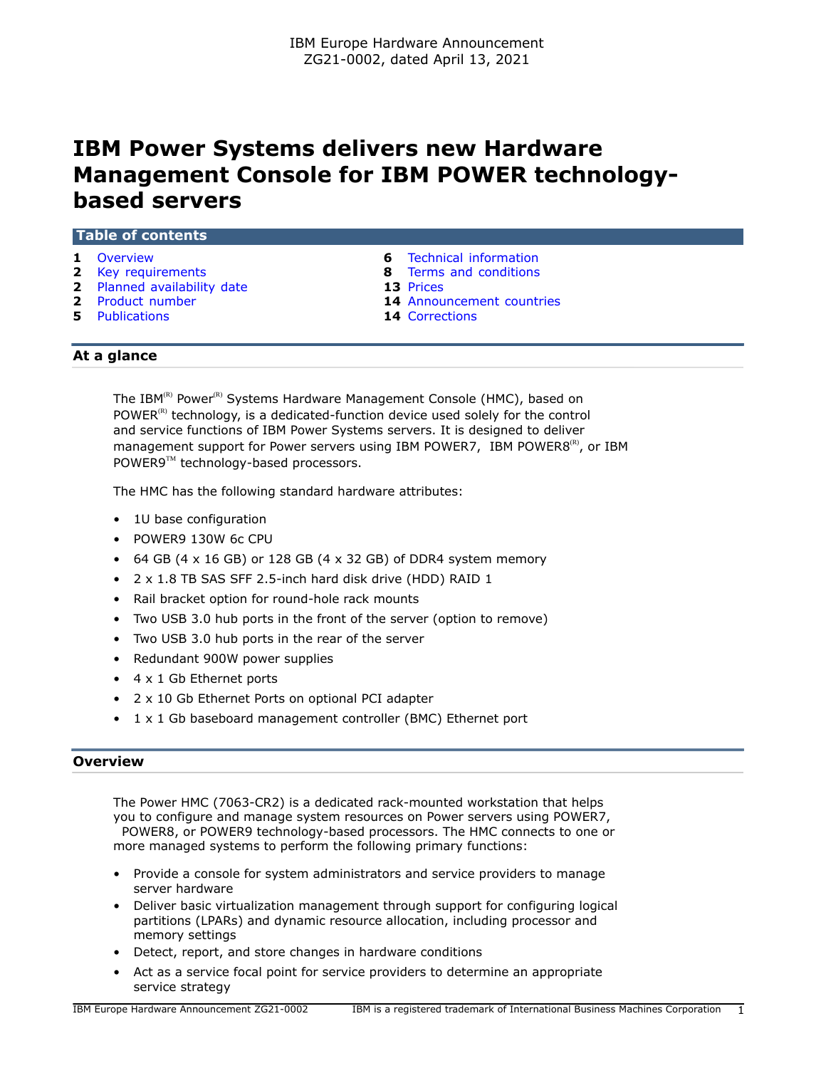IBM Europe Hardware Announcement
ZG21-0002, dated April 13, 2021

# IBM Power Systems delivers new Hardware Management Console for IBM POWER technology-based servers

## Table of contents

| | | | |
|---|---|---|---|
| **1** | Overview | **6** | Technical information |
| **2** | Key requirements | **8** | Terms and conditions |
| **2** | Planned availability date | **13** | Prices |
| **2** | Product number | **14** | Announcement countries |
| **5** | Publications | **14** | Corrections |

## At a glance

The IBM(R) Power(R) Systems Hardware Management Console (HMC), based on POWER(R) technology, is a dedicated-function device used solely for the control and service functions of IBM Power Systems servers. It is designed to deliver management support for Power servers using IBM POWER7, IBM POWER8(R), or IBM POWER9(TM) technology-based processors.

The HMC has the following standard hardware attributes:

- 1U base configuration
- POWER9 130W 6c CPU
- 64 GB (4 x 16 GB) or 128 GB (4 x 32 GB) of DDR4 system memory
- 2 x 1.8 TB SAS SFF 2.5-inch hard disk drive (HDD) RAID 1
- Rail bracket option for round-hole rack mounts
- Two USB 3.0 hub ports in the front of the server (option to remove)
- Two USB 3.0 hub ports in the rear of the server
- Redundant 900W power supplies
- 4 x 1 Gb Ethernet ports
- 2 x 10 Gb Ethernet Ports on optional PCI adapter
- 1 x 1 Gb baseboard management controller (BMC) Ethernet port

## Overview

The Power HMC (7063-CR2) is a dedicated rack-mounted workstation that helps you to configure and manage system resources on Power servers using POWER7, POWER8, or POWER9 technology-based processors. The HMC connects to one or more managed systems to perform the following primary functions:

- Provide a console for system administrators and service providers to manage server hardware
- Deliver basic virtualization management through support for configuring logical partitions (LPARs) and dynamic resource allocation, including processor and memory settings
- Detect, report, and store changes in hardware conditions
- Act as a service focal point for service providers to determine an appropriate service strategy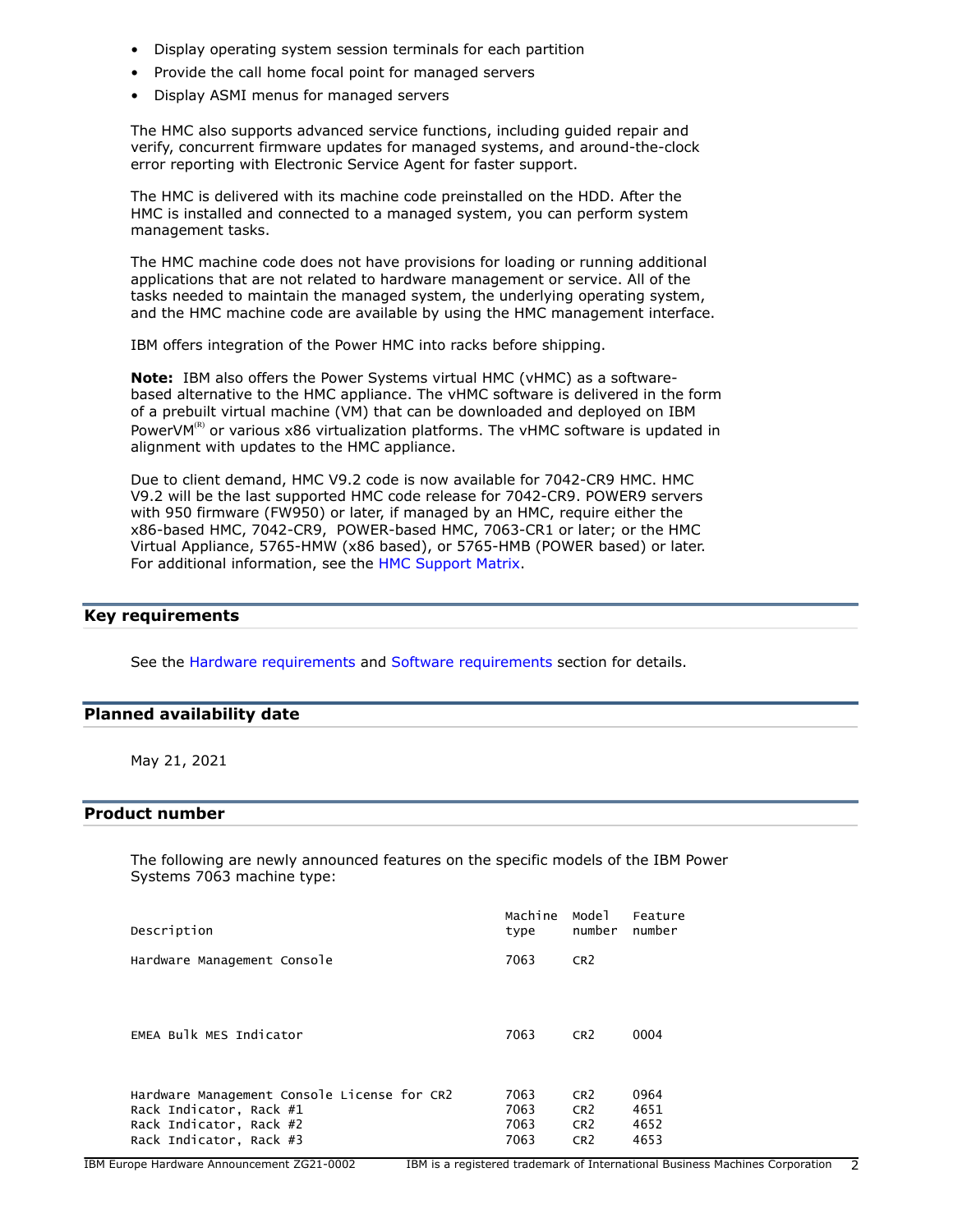- Display operating system session terminals for each partition
- Provide the call home focal point for managed servers
- Display ASMI menus for managed servers

The HMC also supports advanced service functions, including guided repair and verify, concurrent firmware updates for managed systems, and around-the-clock error reporting with Electronic Service Agent for faster support.

The HMC is delivered with its machine code preinstalled on the HDD. After the HMC is installed and connected to a managed system, you can perform system management tasks.

The HMC machine code does not have provisions for loading or running additional applications that are not related to hardware management or service. All of the tasks needed to maintain the managed system, the underlying operating system, and the HMC machine code are available by using the HMC management interface.

IBM offers integration of the Power HMC into racks before shipping.

**Note:** IBM also offers the Power Systems virtual HMC (vHMC) as a software-based alternative to the HMC appliance. The vHMC software is delivered in the form of a prebuilt virtual machine (VM) that can be downloaded and deployed on IBM PowerVM(R) or various x86 virtualization platforms. The vHMC software is updated in alignment with updates to the HMC appliance.

Due to client demand, HMC V9.2 code is now available for 7042-CR9 HMC. HMC V9.2 will be the last supported HMC code release for 7042-CR9. POWER9 servers with 950 firmware (FW950) or later, if managed by an HMC, require either the x86-based HMC, 7042-CR9, POWER-based HMC, 7063-CR1 or later; or the HMC Virtual Appliance, 5765-HMW (x86 based), or 5765-HMB (POWER based) or later. For additional information, see the HMC Support Matrix.

## Key requirements

See the Hardware requirements and Software requirements section for details.

## Planned availability date

May 21, 2021

## Product number

The following are newly announced features on the specific models of the IBM Power Systems 7063 machine type:

| Description | Machine type | Model number | Feature number |
|---|---|---|---|
| Hardware Management Console | 7063 | CR2 | |
| EMEA Bulk MES Indicator | 7063 | CR2 | 0004 |
| Hardware Management Console License for CR2 | 7063 | CR2 | 0964 |
| Rack Indicator, Rack #1 | 7063 | CR2 | 4651 |
| Rack Indicator, Rack #2 | 7063 | CR2 | 4652 |
| Rack Indicator, Rack #3 | 7063 | CR2 | 4653 |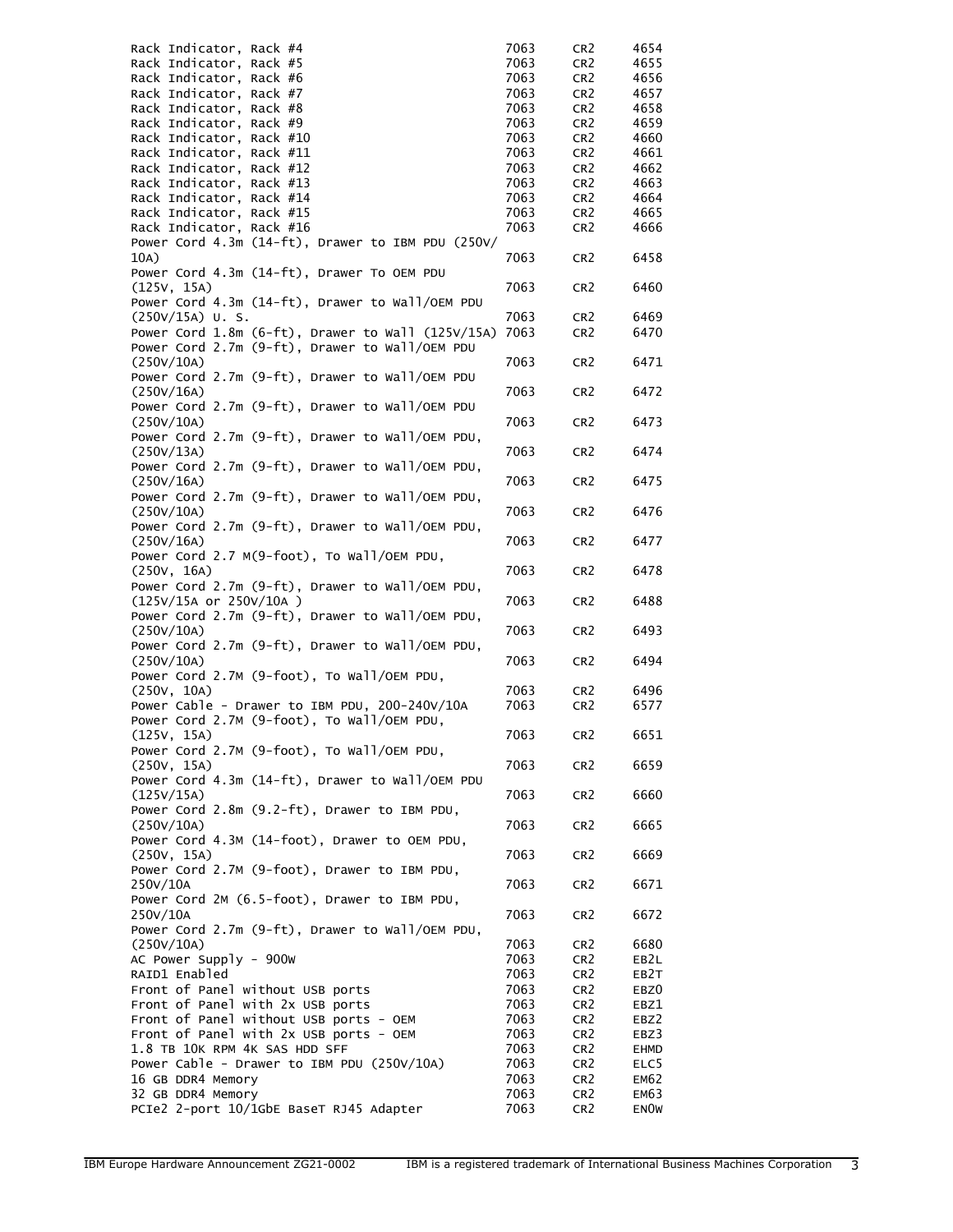| | | | |
|---|---|---|---|
| Rack Indicator, Rack #4 | 7063 | CR2 | 4654 |
| Rack Indicator, Rack #5 | 7063 | CR2 | 4655 |
| Rack Indicator, Rack #6 | 7063 | CR2 | 4656 |
| Rack Indicator, Rack #7 | 7063 | CR2 | 4657 |
| Rack Indicator, Rack #8 | 7063 | CR2 | 4658 |
| Rack Indicator, Rack #9 | 7063 | CR2 | 4659 |
| Rack Indicator, Rack #10 | 7063 | CR2 | 4660 |
| Rack Indicator, Rack #11 | 7063 | CR2 | 4661 |
| Rack Indicator, Rack #12 | 7063 | CR2 | 4662 |
| Rack Indicator, Rack #13 | 7063 | CR2 | 4663 |
| Rack Indicator, Rack #14 | 7063 | CR2 | 4664 |
| Rack Indicator, Rack #15 | 7063 | CR2 | 4665 |
| Rack Indicator, Rack #16 | 7063 | CR2 | 4666 |
| Power Cord 4.3m (14-ft), Drawer to IBM PDU (250V/ 10A) | 7063 | CR2 | 6458 |
| Power Cord 4.3m (14-ft), Drawer To OEM PDU (125V, 15A) | 7063 | CR2 | 6460 |
| Power Cord 4.3m (14-ft), Drawer to Wall/OEM PDU (250V/15A) U. S. | 7063 | CR2 | 6469 |
| Power Cord 1.8m (6-ft), Drawer to Wall (125V/15A) | 7063 | CR2 | 6470 |
| Power Cord 2.7m (9-ft), Drawer to Wall/OEM PDU (250V/10A) | 7063 | CR2 | 6471 |
| Power Cord 2.7m (9-ft), Drawer to Wall/OEM PDU (250V/16A) | 7063 | CR2 | 6472 |
| Power Cord 2.7m (9-ft), Drawer to Wall/OEM PDU (250V/10A) | 7063 | CR2 | 6473 |
| Power Cord 2.7m (9-ft), Drawer to Wall/OEM PDU, (250V/13A) | 7063 | CR2 | 6474 |
| Power Cord 2.7m (9-ft), Drawer to Wall/OEM PDU, (250V/16A) | 7063 | CR2 | 6475 |
| Power Cord 2.7m (9-ft), Drawer to Wall/OEM PDU, (250V/10A) | 7063 | CR2 | 6476 |
| Power Cord 2.7m (9-ft), Drawer to Wall/OEM PDU, (250V/16A) | 7063 | CR2 | 6477 |
| Power Cord 2.7 M(9-foot), To Wall/OEM PDU, (250V, 16A) | 7063 | CR2 | 6478 |
| Power Cord 2.7m (9-ft), Drawer to Wall/OEM PDU, (125V/15A or 250V/10A ) | 7063 | CR2 | 6488 |
| Power Cord 2.7m (9-ft), Drawer to Wall/OEM PDU, (250V/10A) | 7063 | CR2 | 6493 |
| Power Cord 2.7m (9-ft), Drawer to Wall/OEM PDU, (250V/10A) | 7063 | CR2 | 6494 |
| Power Cord 2.7M (9-foot), To Wall/OEM PDU, (250V, 10A) | 7063 | CR2 | 6496 |
| Power Cable - Drawer to IBM PDU, 200-240V/10A | 7063 | CR2 | 6577 |
| Power Cord 2.7M (9-foot), To Wall/OEM PDU, (125V, 15A) | 7063 | CR2 | 6651 |
| Power Cord 2.7M (9-foot), To Wall/OEM PDU, (250V, 15A) | 7063 | CR2 | 6659 |
| Power Cord 4.3m (14-ft), Drawer to Wall/OEM PDU (125V/15A) | 7063 | CR2 | 6660 |
| Power Cord 2.8m (9.2-ft), Drawer to IBM PDU, (250V/10A) | 7063 | CR2 | 6665 |
| Power Cord 4.3M (14-foot), Drawer to OEM PDU, (250V, 15A) | 7063 | CR2 | 6669 |
| Power Cord 2.7M (9-foot), Drawer to IBM PDU, 250V/10A | 7063 | CR2 | 6671 |
| Power Cord 2M (6.5-foot), Drawer to IBM PDU, 250V/10A | 7063 | CR2 | 6672 |
| Power Cord 2.7m (9-ft), Drawer to Wall/OEM PDU, (250V/10A) | 7063 | CR2 | 6680 |
| AC Power Supply - 900W | 7063 | CR2 | EB2L |
| RAID1 Enabled | 7063 | CR2 | EB2T |
| Front of Panel without USB ports | 7063 | CR2 | EBZ0 |
| Front of Panel with 2x USB ports | 7063 | CR2 | EBZ1 |
| Front of Panel without USB ports - OEM | 7063 | CR2 | EBZ2 |
| Front of Panel with 2x USB ports - OEM | 7063 | CR2 | EBZ3 |
| 1.8 TB 10K RPM 4K SAS HDD SFF | 7063 | CR2 | EHMD |
| Power Cable - Drawer to IBM PDU (250V/10A) | 7063 | CR2 | ELC5 |
| 16 GB DDR4 Memory | 7063 | CR2 | EM62 |
| 32 GB DDR4 Memory | 7063 | CR2 | EM63 |
| PCIe2 2-port 10/1GbE BaseT RJ45 Adapter | 7063 | CR2 | EN0W |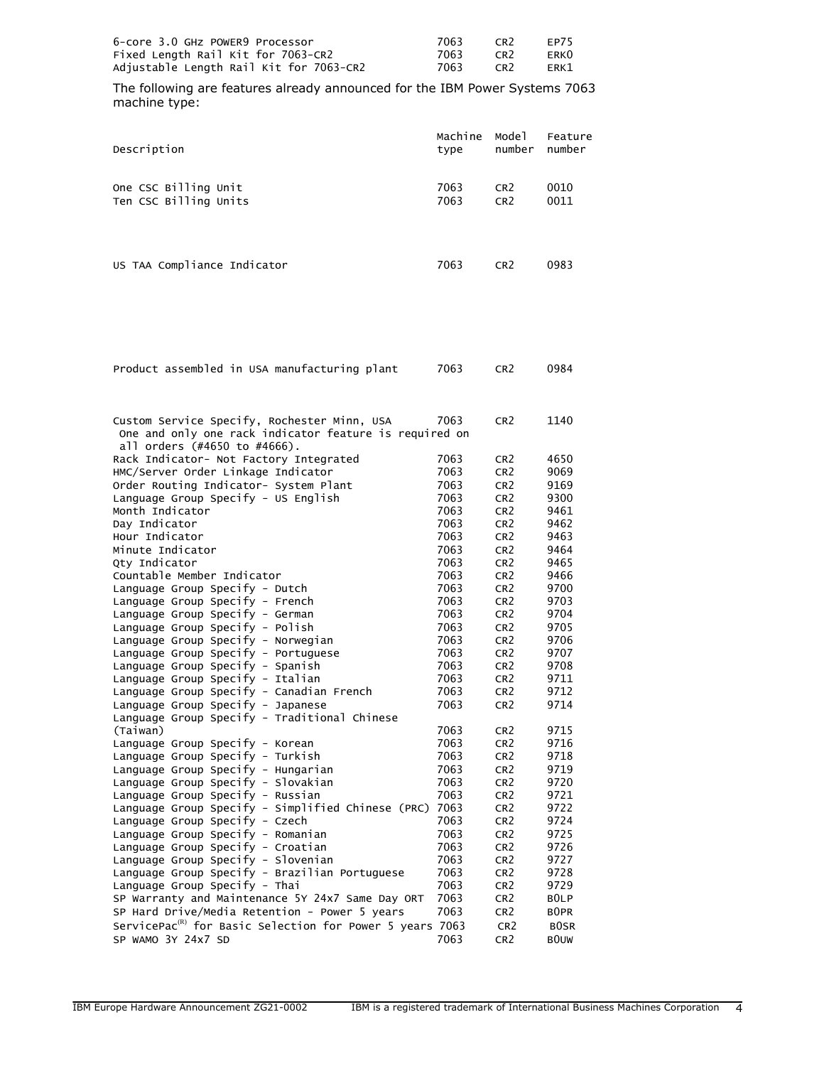| | | | |
|---|---|---|---|
| 6-core 3.0 GHz POWER9 Processor | 7063 | CR2 | EP75 |
| Fixed Length Rail Kit for 7063-CR2 | 7063 | CR2 | ERK0 |
| Adjustable Length Rail Kit for 7063-CR2 | 7063 | CR2 | ERK1 |

The following are features already announced for the IBM Power Systems 7063 machine type:

| Description | Machine type | Model number | Feature number |
|---|---|---|---|
| One CSC Billing Unit | 7063 | CR2 | 0010 |
| Ten CSC Billing Units | 7063 | CR2 | 0011 |
| US TAA Compliance Indicator | 7063 | CR2 | 0983 |
| Product assembled in USA manufacturing plant | 7063 | CR2 | 0984 |
| Custom Service Specify, Rochester Minn, USA | 7063 | CR2 | 1140 |
| One and only one rack indicator feature is required on all orders (#4650 to #4666). | | | |
| Rack Indicator- Not Factory Integrated | 7063 | CR2 | 4650 |
| HMC/Server Order Linkage Indicator | 7063 | CR2 | 9069 |
| Order Routing Indicator- System Plant | 7063 | CR2 | 9169 |
| Language Group Specify - US English | 7063 | CR2 | 9300 |
| Month Indicator | 7063 | CR2 | 9461 |
| Day Indicator | 7063 | CR2 | 9462 |
| Hour Indicator | 7063 | CR2 | 9463 |
| Minute Indicator | 7063 | CR2 | 9464 |
| Qty Indicator | 7063 | CR2 | 9465 |
| Countable Member Indicator | 7063 | CR2 | 9466 |
| Language Group Specify - Dutch | 7063 | CR2 | 9700 |
| Language Group Specify - French | 7063 | CR2 | 9703 |
| Language Group Specify - German | 7063 | CR2 | 9704 |
| Language Group Specify - Polish | 7063 | CR2 | 9705 |
| Language Group Specify - Norwegian | 7063 | CR2 | 9706 |
| Language Group Specify - Portuguese | 7063 | CR2 | 9707 |
| Language Group Specify - Spanish | 7063 | CR2 | 9708 |
| Language Group Specify - Italian | 7063 | CR2 | 9711 |
| Language Group Specify - Canadian French | 7063 | CR2 | 9712 |
| Language Group Specify - Japanese | 7063 | CR2 | 9714 |
| Language Group Specify - Traditional Chinese (Taiwan) | 7063 | CR2 | 9715 |
| Language Group Specify - Korean | 7063 | CR2 | 9716 |
| Language Group Specify - Turkish | 7063 | CR2 | 9718 |
| Language Group Specify - Hungarian | 7063 | CR2 | 9719 |
| Language Group Specify - Slovakian | 7063 | CR2 | 9720 |
| Language Group Specify - Russian | 7063 | CR2 | 9721 |
| Language Group Specify - Simplified Chinese (PRC) | 7063 | CR2 | 9722 |
| Language Group Specify - Czech | 7063 | CR2 | 9724 |
| Language Group Specify - Romanian | 7063 | CR2 | 9725 |
| Language Group Specify - Croatian | 7063 | CR2 | 9726 |
| Language Group Specify - Slovenian | 7063 | CR2 | 9727 |
| Language Group Specify - Brazilian Portuguese | 7063 | CR2 | 9728 |
| Language Group Specify - Thai | 7063 | CR2 | 9729 |
| SP Warranty and Maintenance 5Y 24x7 Same Day ORT | 7063 | CR2 | B0LP |
| SP Hard Drive/Media Retention - Power 5 years | 7063 | CR2 | B0PR |
| ServicePac(R) for Basic Selection for Power 5 years | 7063 | CR2 | B0SR |
| SP WAMO 3Y 24x7 SD | 7063 | CR2 | B0UW |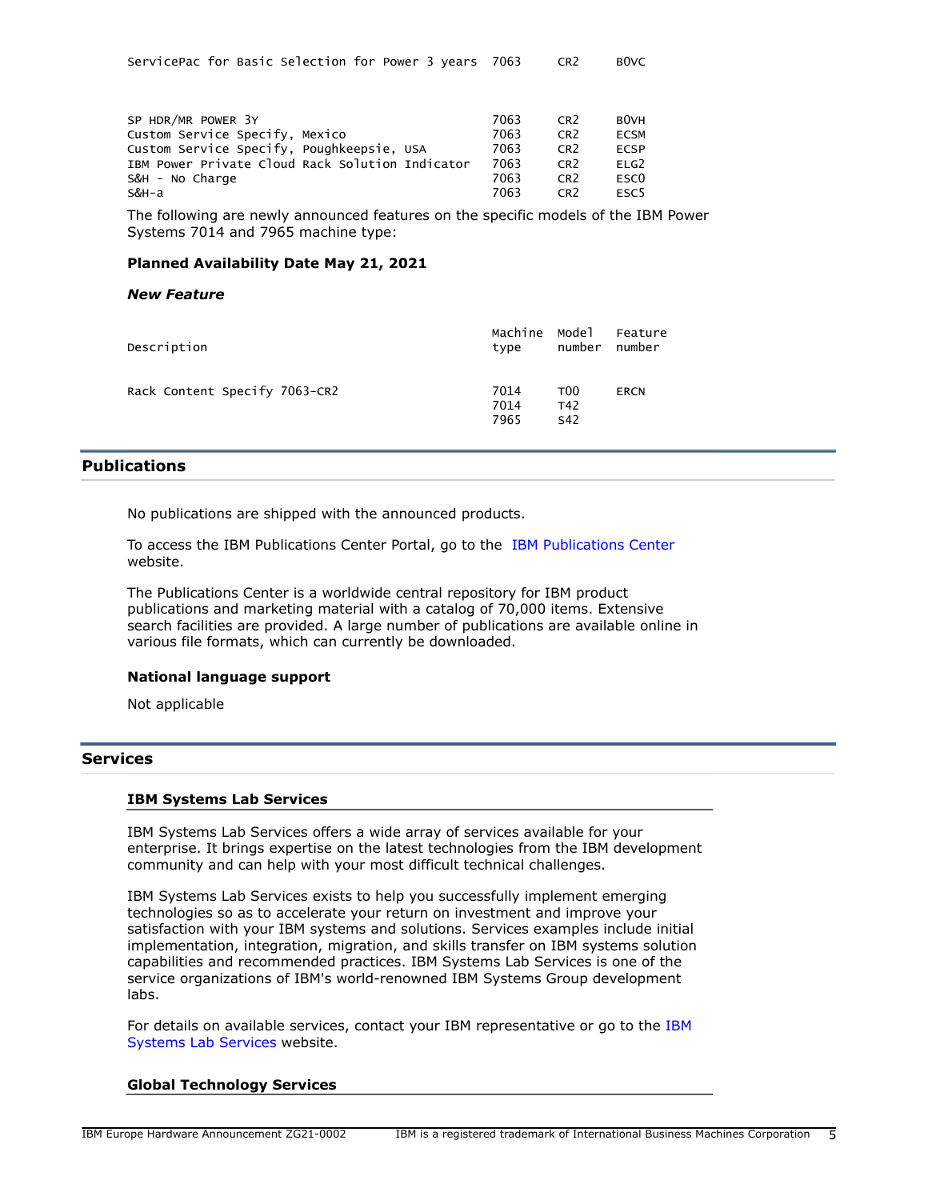| | | | |
|---|---|---|---|
| ServicePac for Basic Selection for Power 3 years | 7063 | CR2 | B0VC |
| SP HDR/MR POWER 3Y | 7063 | CR2 | B0VH |
| Custom Service Specify, Mexico | 7063 | CR2 | ECSM |
| Custom Service Specify, Poughkeepsie, USA | 7063 | CR2 | ECSP |
| IBM Power Private Cloud Rack Solution Indicator | 7063 | CR2 | ELG2 |
| S&H - No Charge | 7063 | CR2 | ESC0 |
| S&H-a | 7063 | CR2 | ESC5 |

The following are newly announced features on the specific models of the IBM Power Systems 7014 and 7965 machine type:

**Planned Availability Date May 21, 2021**

***New Feature***

| Description | Machine type | Model number | Feature number |
|---|---|---|---|
| Rack Content Specify 7063-CR2 | 7014 | T00 | ERCN |
| | 7014 | T42 | |
| | 7965 | S42 | |

## Publications

No publications are shipped with the announced products.

To access the IBM Publications Center Portal, go to the IBM Publications Center website.

The Publications Center is a worldwide central repository for IBM product publications and marketing material with a catalog of 70,000 items. Extensive search facilities are provided. A large number of publications are available online in various file formats, which can currently be downloaded.

### National language support

Not applicable

## Services

### IBM Systems Lab Services

IBM Systems Lab Services offers a wide array of services available for your enterprise. It brings expertise on the latest technologies from the IBM development community and can help with your most difficult technical challenges.

IBM Systems Lab Services exists to help you successfully implement emerging technologies so as to accelerate your return on investment and improve your satisfaction with your IBM systems and solutions. Services examples include initial implementation, integration, migration, and skills transfer on IBM systems solution capabilities and recommended practices. IBM Systems Lab Services is one of the service organizations of IBM's world-renowned IBM Systems Group development labs.

For details on available services, contact your IBM representative or go to the IBM Systems Lab Services website.

### Global Technology Services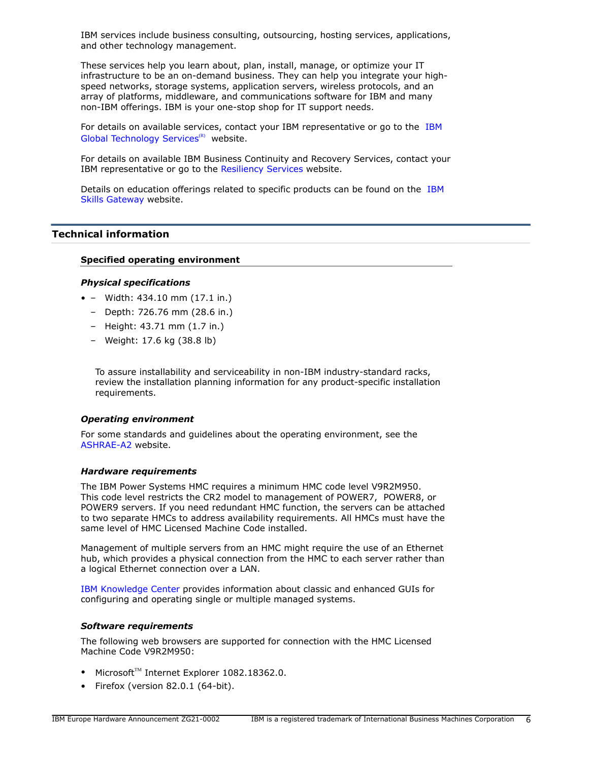IBM services include business consulting, outsourcing, hosting services, applications, and other technology management.

These services help you learn about, plan, install, manage, or optimize your IT infrastructure to be an on-demand business. They can help you integrate your high-speed networks, storage systems, application servers, wireless protocols, and an array of platforms, middleware, and communications software for IBM and many non-IBM offerings. IBM is your one-stop shop for IT support needs.

For details on available services, contact your IBM representative or go to the IBM Global Technology Services(R) website.

For details on available IBM Business Continuity and Recovery Services, contact your IBM representative or go to the Resiliency Services website.

Details on education offerings related to specific products can be found on the IBM Skills Gateway website.

## Technical information

### Specified operating environment

#### *Physical specifications*

- – Width: 434.10 mm (17.1 in.)
  – Depth: 726.76 mm (28.6 in.)
  – Height: 43.71 mm (1.7 in.)
  – Weight: 17.6 kg (38.8 lb)

To assure installability and serviceability in non-IBM industry-standard racks, review the installation planning information for any product-specific installation requirements.

#### *Operating environment*

For some standards and guidelines about the operating environment, see the ASHRAE-A2 website.

#### *Hardware requirements*

The IBM Power Systems HMC requires a minimum HMC code level V9R2M950. This code level restricts the CR2 model to management of POWER7, POWER8, or POWER9 servers. If you need redundant HMC function, the servers can be attached to two separate HMCs to address availability requirements. All HMCs must have the same level of HMC Licensed Machine Code installed.

Management of multiple servers from an HMC might require the use of an Ethernet hub, which provides a physical connection from the HMC to each server rather than a logical Ethernet connection over a LAN.

IBM Knowledge Center provides information about classic and enhanced GUIs for configuring and operating single or multiple managed systems.

#### *Software requirements*

The following web browsers are supported for connection with the HMC Licensed Machine Code V9R2M950:

- Microsoft(TM) Internet Explorer 1082.18362.0.
- Firefox (version 82.0.1 (64-bit).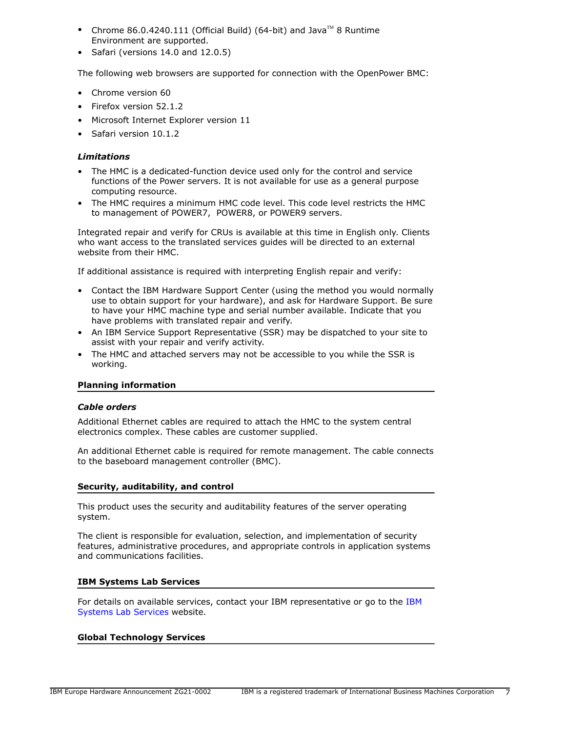- Chrome 86.0.4240.111 (Official Build) (64-bit) and Java™ 8 Runtime Environment are supported.
- Safari (versions 14.0 and 12.0.5)

The following web browsers are supported for connection with the OpenPower BMC:

- Chrome version 60
- Firefox version 52.1.2
- Microsoft Internet Explorer version 11
- Safari version 10.1.2

### *Limitations*

- The HMC is a dedicated-function device used only for the control and service functions of the Power servers. It is not available for use as a general purpose computing resource.
- The HMC requires a minimum HMC code level. This code level restricts the HMC to management of POWER7, POWER8, or POWER9 servers.

Integrated repair and verify for CRUs is available at this time in English only. Clients who want access to the translated services guides will be directed to an external website from their HMC.

If additional assistance is required with interpreting English repair and verify:

- Contact the IBM Hardware Support Center (using the method you would normally use to obtain support for your hardware), and ask for Hardware Support. Be sure to have your HMC machine type and serial number available. Indicate that you have problems with translated repair and verify.
- An IBM Service Support Representative (SSR) may be dispatched to your site to assist with your repair and verify activity.
- The HMC and attached servers may not be accessible to you while the SSR is working.

## Planning information

### *Cable orders*

Additional Ethernet cables are required to attach the HMC to the system central electronics complex. These cables are customer supplied.

An additional Ethernet cable is required for remote management. The cable connects to the baseboard management controller (BMC).

## Security, auditability, and control

This product uses the security and auditability features of the server operating system.

The client is responsible for evaluation, selection, and implementation of security features, administrative procedures, and appropriate controls in application systems and communications facilities.

## IBM Systems Lab Services

For details on available services, contact your IBM representative or go to the IBM Systems Lab Services website.

## Global Technology Services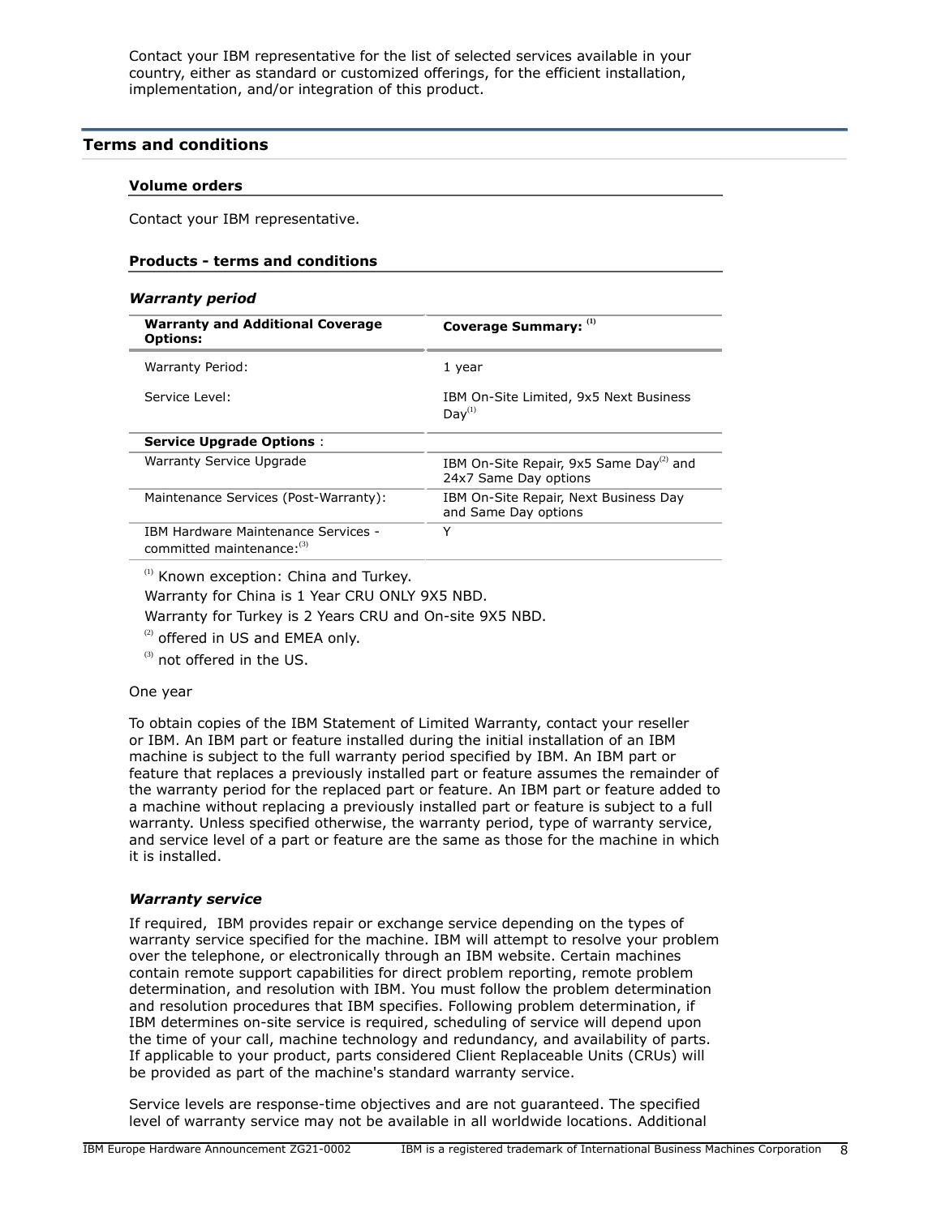Contact your IBM representative for the list of selected services available in your country, either as standard or customized offerings, for the efficient installation, implementation, and/or integration of this product.

## Terms and conditions

### Volume orders

Contact your IBM representative.

### Products - terms and conditions

#### *Warranty period*

| Warranty and Additional Coverage Options: | Coverage Summary: [1] |
|---|---|
| Warranty Period: | 1 year |
| Service Level: | IBM On-Site Limited, 9x5 Next Business Day[1] |
| **Service Upgrade Options** : | |
| Warranty Service Upgrade | IBM On-Site Repair, 9x5 Same Day[2] and 24x7 Same Day options |
| Maintenance Services (Post-Warranty): | IBM On-Site Repair, Next Business Day and Same Day options |
| IBM Hardware Maintenance Services - committed maintenance:[3] | Y |

[1] Known exception: China and Turkey.

Warranty for China is 1 Year CRU ONLY 9X5 NBD.

Warranty for Turkey is 2 Years CRU and On-site 9X5 NBD.

[2] offered in US and EMEA only.

[3] not offered in the US.

One year

To obtain copies of the IBM Statement of Limited Warranty, contact your reseller or IBM. An IBM part or feature installed during the initial installation of an IBM machine is subject to the full warranty period specified by IBM. An IBM part or feature that replaces a previously installed part or feature assumes the remainder of the warranty period for the replaced part or feature. An IBM part or feature added to a machine without replacing a previously installed part or feature is subject to a full warranty. Unless specified otherwise, the warranty period, type of warranty service, and service level of a part or feature are the same as those for the machine in which it is installed.

#### *Warranty service*

If required, IBM provides repair or exchange service depending on the types of warranty service specified for the machine. IBM will attempt to resolve your problem over the telephone, or electronically through an IBM website. Certain machines contain remote support capabilities for direct problem reporting, remote problem determination, and resolution with IBM. You must follow the problem determination and resolution procedures that IBM specifies. Following problem determination, if IBM determines on-site service is required, scheduling of service will depend upon the time of your call, machine technology and redundancy, and availability of parts. If applicable to your product, parts considered Client Replaceable Units (CRUs) will be provided as part of the machine's standard warranty service.

Service levels are response-time objectives and are not guaranteed. The specified level of warranty service may not be available in all worldwide locations. Additional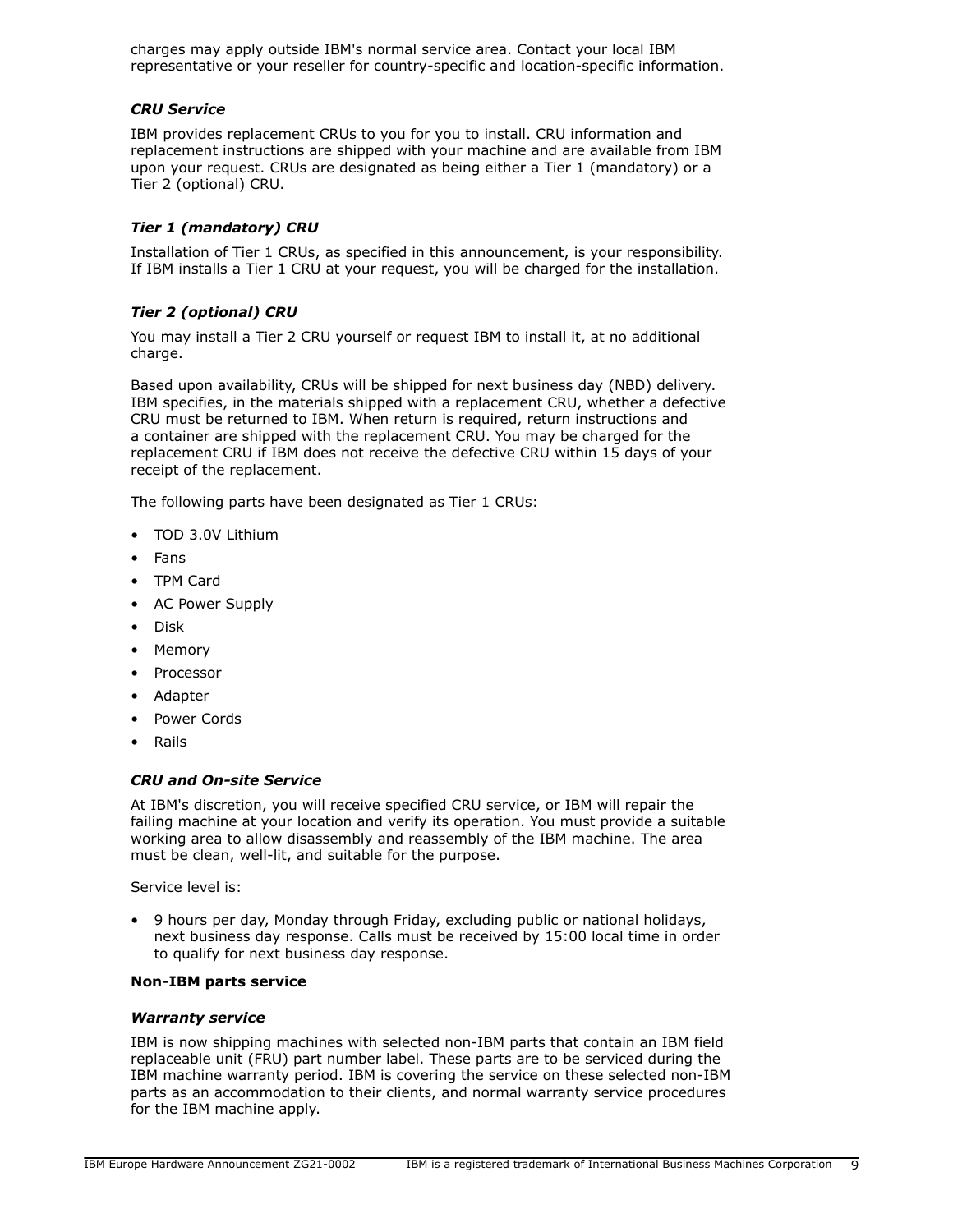charges may apply outside IBM's normal service area. Contact your local IBM representative or your reseller for country-specific and location-specific information.

***CRU Service***

IBM provides replacement CRUs to you for you to install. CRU information and replacement instructions are shipped with your machine and are available from IBM upon your request. CRUs are designated as being either a Tier 1 (mandatory) or a Tier 2 (optional) CRU.

***Tier 1 (mandatory) CRU***

Installation of Tier 1 CRUs, as specified in this announcement, is your responsibility. If IBM installs a Tier 1 CRU at your request, you will be charged for the installation.

***Tier 2 (optional) CRU***

You may install a Tier 2 CRU yourself or request IBM to install it, at no additional charge.

Based upon availability, CRUs will be shipped for next business day (NBD) delivery. IBM specifies, in the materials shipped with a replacement CRU, whether a defective CRU must be returned to IBM. When return is required, return instructions and a container are shipped with the replacement CRU. You may be charged for the replacement CRU if IBM does not receive the defective CRU within 15 days of your receipt of the replacement.

The following parts have been designated as Tier 1 CRUs:

- TOD 3.0V Lithium
- Fans
- TPM Card
- AC Power Supply
- Disk
- Memory
- Processor
- Adapter
- Power Cords
- Rails

***CRU and On-site Service***

At IBM's discretion, you will receive specified CRU service, or IBM will repair the failing machine at your location and verify its operation. You must provide a suitable working area to allow disassembly and reassembly of the IBM machine. The area must be clean, well-lit, and suitable for the purpose.

Service level is:

- 9 hours per day, Monday through Friday, excluding public or national holidays, next business day response. Calls must be received by 15:00 local time in order to qualify for next business day response.

**Non-IBM parts service**

***Warranty service***

IBM is now shipping machines with selected non-IBM parts that contain an IBM field replaceable unit (FRU) part number label. These parts are to be serviced during the IBM machine warranty period. IBM is covering the service on these selected non-IBM parts as an accommodation to their clients, and normal warranty service procedures for the IBM machine apply.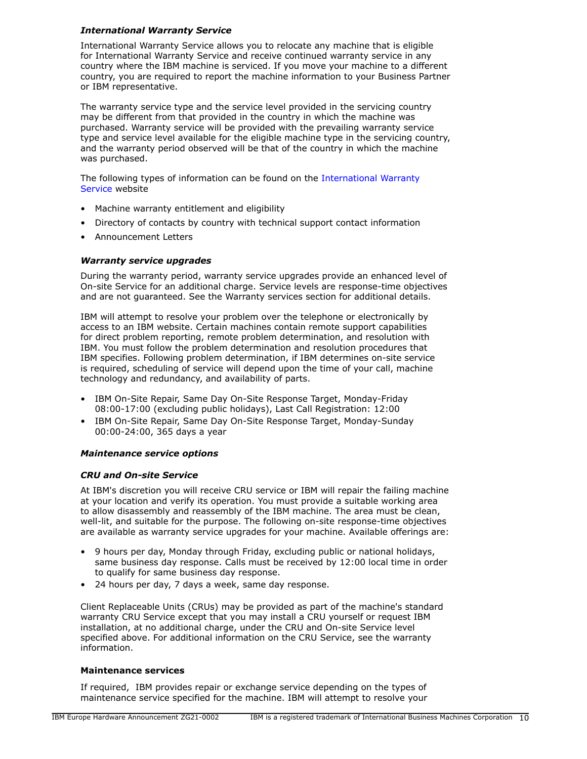### *International Warranty Service*

International Warranty Service allows you to relocate any machine that is eligible for International Warranty Service and receive continued warranty service in any country where the IBM machine is serviced. If you move your machine to a different country, you are required to report the machine information to your Business Partner or IBM representative.

The warranty service type and the service level provided in the servicing country may be different from that provided in the country in which the machine was purchased. Warranty service will be provided with the prevailing warranty service type and service level available for the eligible machine type in the servicing country, and the warranty period observed will be that of the country in which the machine was purchased.

The following types of information can be found on the International Warranty Service website

- Machine warranty entitlement and eligibility
- Directory of contacts by country with technical support contact information
- Announcement Letters

### *Warranty service upgrades*

During the warranty period, warranty service upgrades provide an enhanced level of On-site Service for an additional charge. Service levels are response-time objectives and are not guaranteed. See the Warranty services section for additional details.

IBM will attempt to resolve your problem over the telephone or electronically by access to an IBM website. Certain machines contain remote support capabilities for direct problem reporting, remote problem determination, and resolution with IBM. You must follow the problem determination and resolution procedures that IBM specifies. Following problem determination, if IBM determines on-site service is required, scheduling of service will depend upon the time of your call, machine technology and redundancy, and availability of parts.

- IBM On-Site Repair, Same Day On-Site Response Target, Monday-Friday 08:00-17:00 (excluding public holidays), Last Call Registration: 12:00
- IBM On-Site Repair, Same Day On-Site Response Target, Monday-Sunday 00:00-24:00, 365 days a year

### *Maintenance service options*

### *CRU and On-site Service*

At IBM's discretion you will receive CRU service or IBM will repair the failing machine at your location and verify its operation. You must provide a suitable working area to allow disassembly and reassembly of the IBM machine. The area must be clean, well-lit, and suitable for the purpose. The following on-site response-time objectives are available as warranty service upgrades for your machine. Available offerings are:

- 9 hours per day, Monday through Friday, excluding public or national holidays, same business day response. Calls must be received by 12:00 local time in order to qualify for same business day response.
- 24 hours per day, 7 days a week, same day response.

Client Replaceable Units (CRUs) may be provided as part of the machine's standard warranty CRU Service except that you may install a CRU yourself or request IBM installation, at no additional charge, under the CRU and On-site Service level specified above. For additional information on the CRU Service, see the warranty information.

### **Maintenance services**

If required, IBM provides repair or exchange service depending on the types of maintenance service specified for the machine. IBM will attempt to resolve your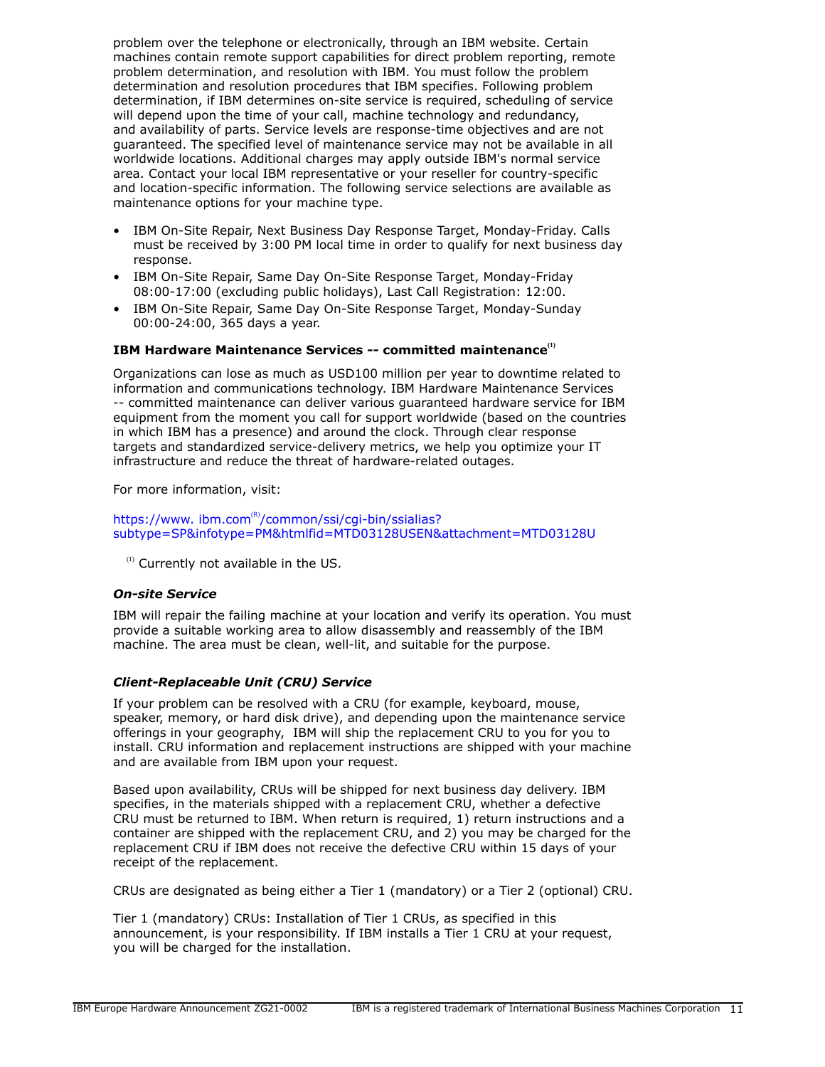problem over the telephone or electronically, through an IBM website. Certain machines contain remote support capabilities for direct problem reporting, remote problem determination, and resolution with IBM. You must follow the problem determination and resolution procedures that IBM specifies. Following problem determination, if IBM determines on-site service is required, scheduling of service will depend upon the time of your call, machine technology and redundancy, and availability of parts. Service levels are response-time objectives and are not guaranteed. The specified level of maintenance service may not be available in all worldwide locations. Additional charges may apply outside IBM's normal service area. Contact your local IBM representative or your reseller for country-specific and location-specific information. The following service selections are available as maintenance options for your machine type.

- IBM On-Site Repair, Next Business Day Response Target, Monday-Friday. Calls must be received by 3:00 PM local time in order to qualify for next business day response.
- IBM On-Site Repair, Same Day On-Site Response Target, Monday-Friday 08:00-17:00 (excluding public holidays), Last Call Registration: 12:00.
- IBM On-Site Repair, Same Day On-Site Response Target, Monday-Sunday 00:00-24:00, 365 days a year.

**IBM Hardware Maintenance Services -- committed maintenance**[1]

Organizations can lose as much as USD100 million per year to downtime related to information and communications technology. IBM Hardware Maintenance Services -- committed maintenance can deliver various guaranteed hardware service for IBM equipment from the moment you call for support worldwide (based on the countries in which IBM has a presence) and around the clock. Through clear response targets and standardized service-delivery metrics, we help you optimize your IT infrastructure and reduce the threat of hardware-related outages.

For more information, visit:

https://www.ibm.com/common/ssi/cgi-bin/ssialias?subtype=SP&infotype=PM&htmlfid=MTD03128USEN&attachment=MTD03128U

[1] Currently not available in the US.

***On-site Service***

IBM will repair the failing machine at your location and verify its operation. You must provide a suitable working area to allow disassembly and reassembly of the IBM machine. The area must be clean, well-lit, and suitable for the purpose.

***Client-Replaceable Unit (CRU) Service***

If your problem can be resolved with a CRU (for example, keyboard, mouse, speaker, memory, or hard disk drive), and depending upon the maintenance service offerings in your geography, IBM will ship the replacement CRU to you for you to install. CRU information and replacement instructions are shipped with your machine and are available from IBM upon your request.

Based upon availability, CRUs will be shipped for next business day delivery. IBM specifies, in the materials shipped with a replacement CRU, whether a defective CRU must be returned to IBM. When return is required, 1) return instructions and a container are shipped with the replacement CRU, and 2) you may be charged for the replacement CRU if IBM does not receive the defective CRU within 15 days of your receipt of the replacement.

CRUs are designated as being either a Tier 1 (mandatory) or a Tier 2 (optional) CRU.

Tier 1 (mandatory) CRUs: Installation of Tier 1 CRUs, as specified in this announcement, is your responsibility. If IBM installs a Tier 1 CRU at your request, you will be charged for the installation.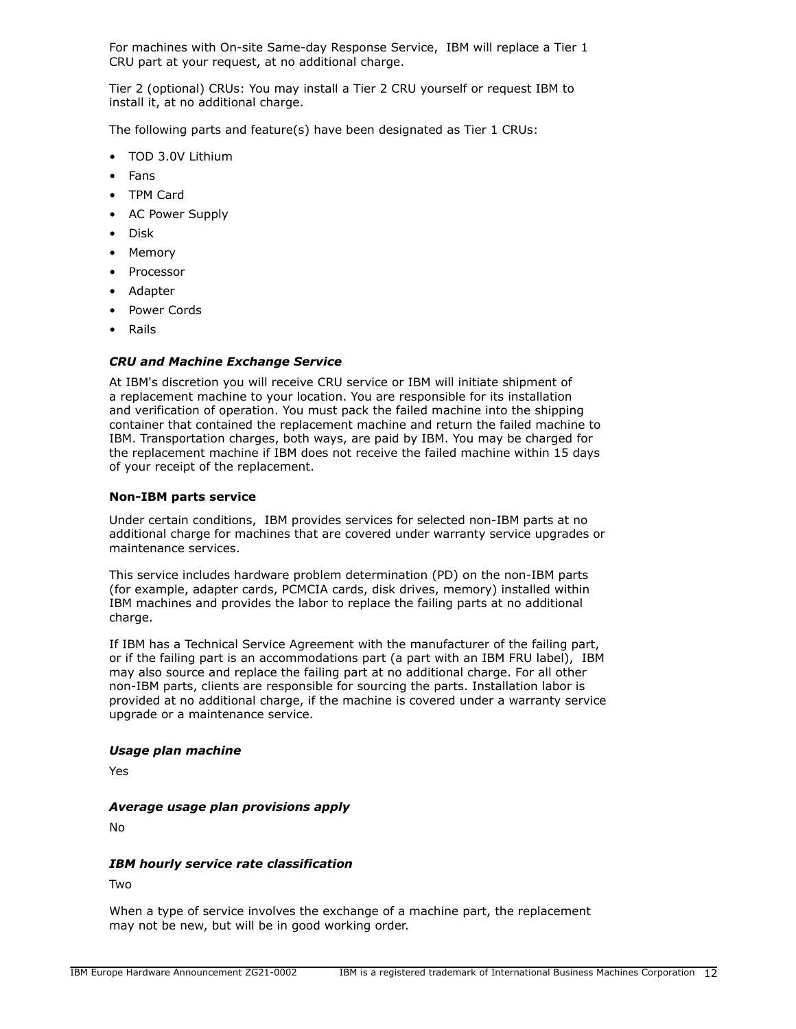For machines with On-site Same-day Response Service, IBM will replace a Tier 1 CRU part at your request, at no additional charge.

Tier 2 (optional) CRUs: You may install a Tier 2 CRU yourself or request IBM to install it, at no additional charge.

The following parts and feature(s) have been designated as Tier 1 CRUs:

- TOD 3.0V Lithium
- Fans
- TPM Card
- AC Power Supply
- Disk
- Memory
- Processor
- Adapter
- Power Cords
- Rails

### *CRU and Machine Exchange Service*

At IBM's discretion you will receive CRU service or IBM will initiate shipment of a replacement machine to your location. You are responsible for its installation and verification of operation. You must pack the failed machine into the shipping container that contained the replacement machine and return the failed machine to IBM. Transportation charges, both ways, are paid by IBM. You may be charged for the replacement machine if IBM does not receive the failed machine within 15 days of your receipt of the replacement.

### Non-IBM parts service

Under certain conditions, IBM provides services for selected non-IBM parts at no additional charge for machines that are covered under warranty service upgrades or maintenance services.

This service includes hardware problem determination (PD) on the non-IBM parts (for example, adapter cards, PCMCIA cards, disk drives, memory) installed within IBM machines and provides the labor to replace the failing parts at no additional charge.

If IBM has a Technical Service Agreement with the manufacturer of the failing part, or if the failing part is an accommodations part (a part with an IBM FRU label), IBM may also source and replace the failing part at no additional charge. For all other non-IBM parts, clients are responsible for sourcing the parts. Installation labor is provided at no additional charge, if the machine is covered under a warranty service upgrade or a maintenance service.

### *Usage plan machine*

Yes

### *Average usage plan provisions apply*

No

### *IBM hourly service rate classification*

Two

When a type of service involves the exchange of a machine part, the replacement may not be new, but will be in good working order.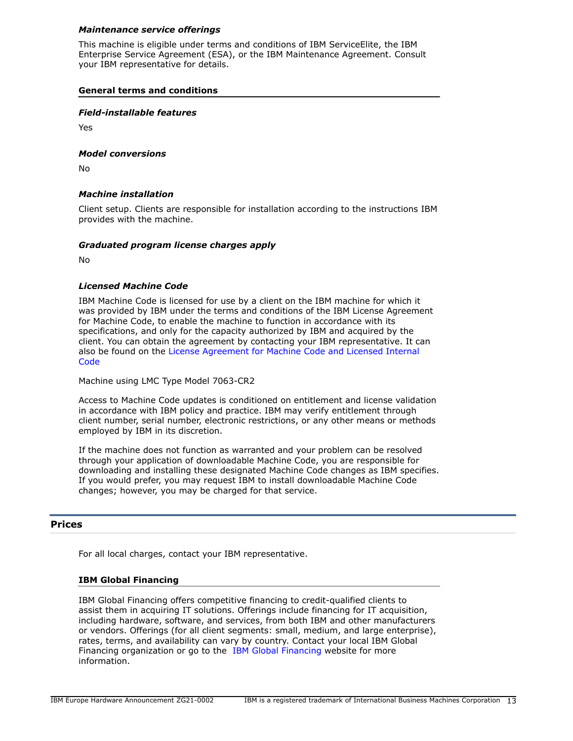#### *Maintenance service offerings*

This machine is eligible under terms and conditions of IBM ServiceElite, the IBM Enterprise Service Agreement (ESA), or the IBM Maintenance Agreement. Consult your IBM representative for details.

### General terms and conditions

#### *Field-installable features*

Yes

#### *Model conversions*

No

#### *Machine installation*

Client setup. Clients are responsible for installation according to the instructions IBM provides with the machine.

#### *Graduated program license charges apply*

No

#### *Licensed Machine Code*

IBM Machine Code is licensed for use by a client on the IBM machine for which it was provided by IBM under the terms and conditions of the IBM License Agreement for Machine Code, to enable the machine to function in accordance with its specifications, and only for the capacity authorized by IBM and acquired by the client. You can obtain the agreement by contacting your IBM representative. It can also be found on the License Agreement for Machine Code and Licensed Internal Code

Machine using LMC Type Model 7063-CR2

Access to Machine Code updates is conditioned on entitlement and license validation in accordance with IBM policy and practice. IBM may verify entitlement through client number, serial number, electronic restrictions, or any other means or methods employed by IBM in its discretion.

If the machine does not function as warranted and your problem can be resolved through your application of downloadable Machine Code, you are responsible for downloading and installing these designated Machine Code changes as IBM specifies. If you would prefer, you may request IBM to install downloadable Machine Code changes; however, you may be charged for that service.

## Prices

For all local charges, contact your IBM representative.

### IBM Global Financing

IBM Global Financing offers competitive financing to credit-qualified clients to assist them in acquiring IT solutions. Offerings include financing for IT acquisition, including hardware, software, and services, from both IBM and other manufacturers or vendors. Offerings (for all client segments: small, medium, and large enterprise), rates, terms, and availability can vary by country. Contact your local IBM Global Financing organization or go to the IBM Global Financing website for more information.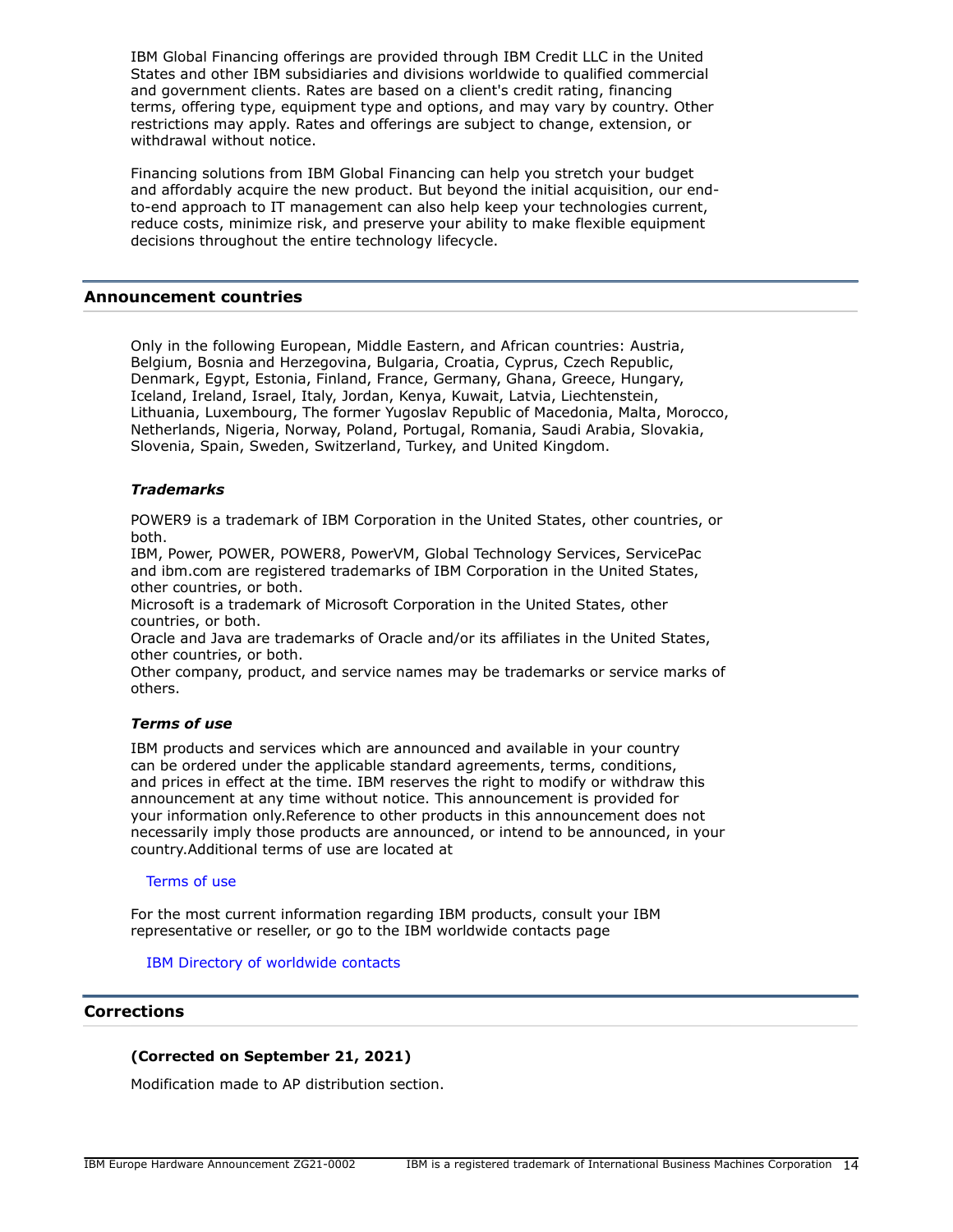IBM Global Financing offerings are provided through IBM Credit LLC in the United States and other IBM subsidiaries and divisions worldwide to qualified commercial and government clients. Rates are based on a client's credit rating, financing terms, offering type, equipment type and options, and may vary by country. Other restrictions may apply. Rates and offerings are subject to change, extension, or withdrawal without notice.

Financing solutions from IBM Global Financing can help you stretch your budget and affordably acquire the new product. But beyond the initial acquisition, our end-to-end approach to IT management can also help keep your technologies current, reduce costs, minimize risk, and preserve your ability to make flexible equipment decisions throughout the entire technology lifecycle.

## Announcement countries

Only in the following European, Middle Eastern, and African countries: Austria, Belgium, Bosnia and Herzegovina, Bulgaria, Croatia, Cyprus, Czech Republic, Denmark, Egypt, Estonia, Finland, France, Germany, Ghana, Greece, Hungary, Iceland, Ireland, Israel, Italy, Jordan, Kenya, Kuwait, Latvia, Liechtenstein, Lithuania, Luxembourg, The former Yugoslav Republic of Macedonia, Malta, Morocco, Netherlands, Nigeria, Norway, Poland, Portugal, Romania, Saudi Arabia, Slovakia, Slovenia, Spain, Sweden, Switzerland, Turkey, and United Kingdom.

### *Trademarks*

POWER9 is a trademark of IBM Corporation in the United States, other countries, or both.
IBM, Power, POWER, POWER8, PowerVM, Global Technology Services, ServicePac and ibm.com are registered trademarks of IBM Corporation in the United States, other countries, or both.
Microsoft is a trademark of Microsoft Corporation in the United States, other countries, or both.
Oracle and Java are trademarks of Oracle and/or its affiliates in the United States, other countries, or both.
Other company, product, and service names may be trademarks or service marks of others.

### *Terms of use*

IBM products and services which are announced and available in your country can be ordered under the applicable standard agreements, terms, conditions, and prices in effect at the time. IBM reserves the right to modify or withdraw this announcement at any time without notice. This announcement is provided for your information only.Reference to other products in this announcement does not necessarily imply those products are announced, or intend to be announced, in your country.Additional terms of use are located at

Terms of use

For the most current information regarding IBM products, consult your IBM representative or reseller, or go to the IBM worldwide contacts page

IBM Directory of worldwide contacts

## Corrections

**(Corrected on September 21, 2021)**

Modification made to AP distribution section.